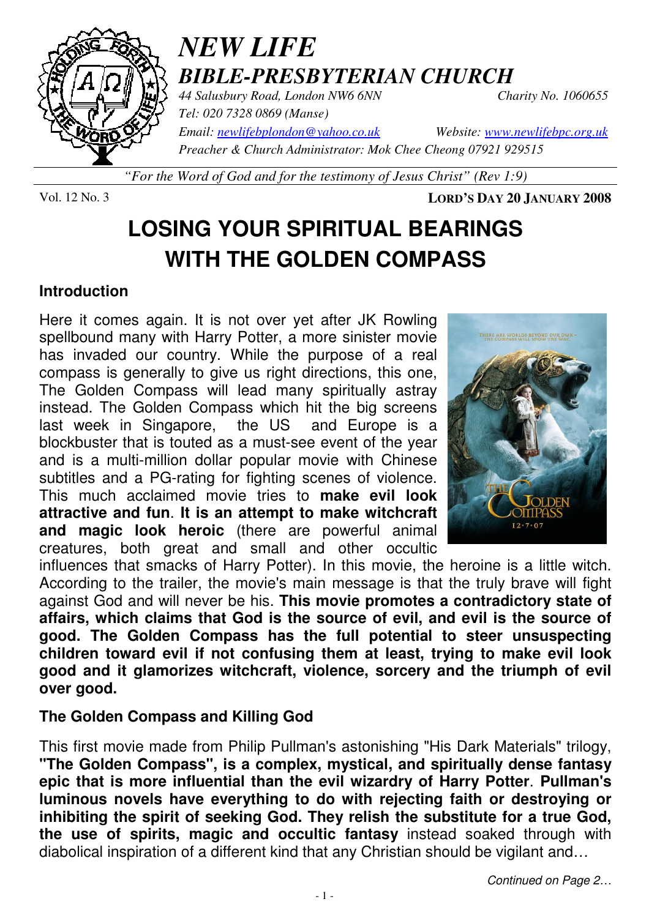# *NEW LIFE*
## *BIBLE-PRESBYTERIAN CHURCH*

*44 Salusbury Road, London NW6 6NN* *Charity No. 1060655*
*Tel: 020 7328 0869 (Manse)*
*Email: newlifebplondon@yahoo.co.uk* *Website: www.newlifebpc.org.uk*
*Preacher & Church Administrator: Mok Chee Cheong 07921 929515*

*"For the Word of God and for the testimony of Jesus Christ" (Rev 1:9)*

Vol. 12 No. 3 **LORD'S DAY 20 JANUARY 2008**

# LOSING YOUR SPIRITUAL BEARINGS WITH THE GOLDEN COMPASS

### Introduction

Here it comes again. It is not over yet after JK Rowling spellbound many with Harry Potter, a more sinister movie has invaded our country. While the purpose of a real compass is generally to give us right directions, this one, The Golden Compass will lead many spiritually astray instead. The Golden Compass which hit the big screens last week in Singapore, the US and Europe is a blockbuster that is touted as a must-see event of the year and is a multi-million dollar popular movie with Chinese subtitles and a PG-rating for fighting scenes of violence. This much acclaimed movie tries to **make evil look attractive and fun**. **It is an attempt to make witchcraft and magic look heroic** (there are powerful animal creatures, both great and small and other occultic influences that smacks of Harry Potter). In this movie, the heroine is a little witch. According to the trailer, the movie's main message is that the truly brave will fight against God and will never be his. **This movie promotes a contradictory state of affairs, which claims that God is the source of evil, and evil is the source of good. The Golden Compass has the full potential to steer unsuspecting children toward evil if not confusing them at least, trying to make evil look good and it glamorizes witchcraft, violence, sorcery and the triumph of evil over good.**

### The Golden Compass and Killing God

This first movie made from Philip Pullman's astonishing "His Dark Materials" trilogy, **"The Golden Compass", is a complex, mystical, and spiritually dense fantasy epic that is more influential than the evil wizardry of Harry Potter**. **Pullman's luminous novels have everything to do with rejecting faith or destroying or inhibiting the spirit of seeking God. They relish the substitute for a true God, the use of spirits, magic and occultic fantasy** instead soaked through with diabolical inspiration of a different kind that any Christian should be vigilant and…

*Continued on Page 2…*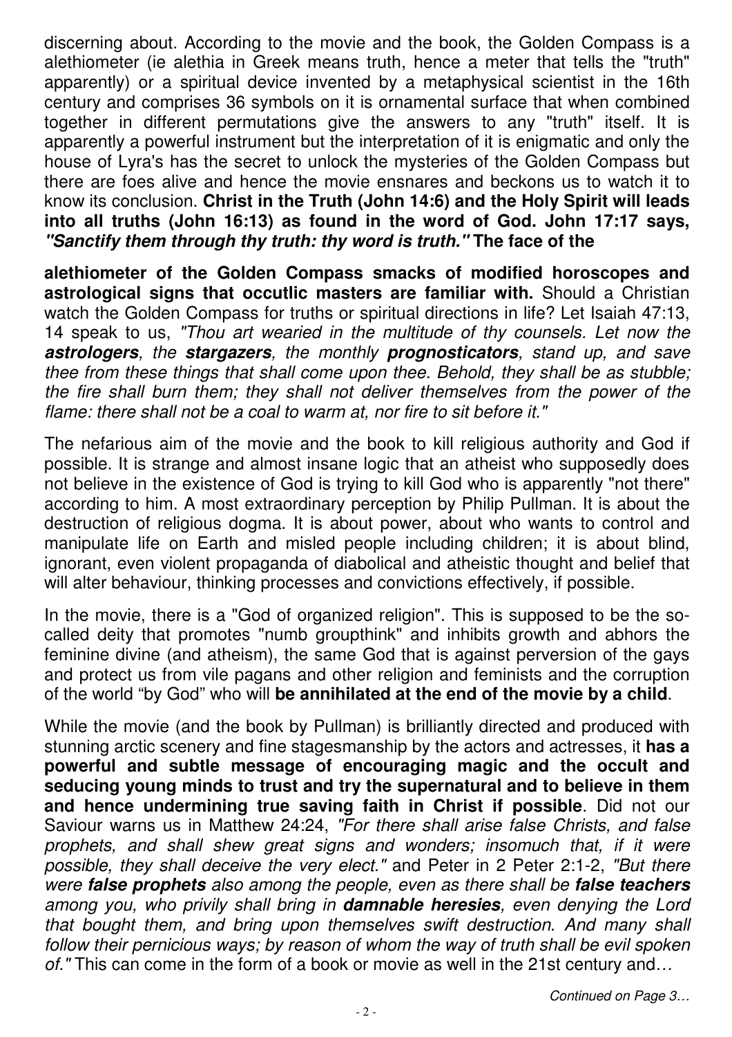discerning about. According to the movie and the book, the Golden Compass is a alethiometer (ie alethia in Greek means truth, hence a meter that tells the "truth" apparently) or a spiritual device invented by a metaphysical scientist in the 16th century and comprises 36 symbols on it is ornamental surface that when combined together in different permutations give the answers to any "truth" itself. It is apparently a powerful instrument but the interpretation of it is enigmatic and only the house of Lyra's has the secret to unlock the mysteries of the Golden Compass but there are foes alive and hence the movie ensnares and beckons us to watch it to know its conclusion. **Christ in the Truth (John 14:6) and the Holy Spirit will leads into all truths (John 16:13) as found in the word of God. John 17:17 says, *"Sanctify them through thy truth: thy word is truth."* The face of the alethiometer of the Golden Compass smacks of modified horoscopes and astrological signs that occutlic masters are familiar with.** Should a Christian watch the Golden Compass for truths or spiritual directions in life? Let Isaiah 47:13, 14 speak to us, *"Thou art wearied in the multitude of thy counsels. Let now the **astrologers**, the **stargazers**, the monthly **prognosticators**, stand up, and save thee from these things that shall come upon thee. Behold, they shall be as stubble; the fire shall burn them; they shall not deliver themselves from the power of the flame: there shall not be a coal to warm at, nor fire to sit before it."*

The nefarious aim of the movie and the book to kill religious authority and God if possible. It is strange and almost insane logic that an atheist who supposedly does not believe in the existence of God is trying to kill God who is apparently "not there" according to him. A most extraordinary perception by Philip Pullman. It is about the destruction of religious dogma. It is about power, about who wants to control and manipulate life on Earth and misled people including children; it is about blind, ignorant, even violent propaganda of diabolical and atheistic thought and belief that will alter behaviour, thinking processes and convictions effectively, if possible.

In the movie, there is a "God of organized religion". This is supposed to be the so-called deity that promotes "numb groupthink" and inhibits growth and abhors the feminine divine (and atheism), the same God that is against perversion of the gays and protect us from vile pagans and other religion and feminists and the corruption of the world "by God" who will **be annihilated at the end of the movie by a child**.

While the movie (and the book by Pullman) is brilliantly directed and produced with stunning arctic scenery and fine stagesmanship by the actors and actresses, it **has a powerful and subtle message of encouraging magic and the occult and seducing young minds to trust and try the supernatural and to believe in them and hence undermining true saving faith in Christ if possible**. Did not our Saviour warns us in Matthew 24:24, *"For there shall arise false Christs, and false prophets, and shall shew great signs and wonders; insomuch that, if it were possible, they shall deceive the very elect."* and Peter in 2 Peter 2:1-2, *"But there were **false prophets** also among the people, even as there shall be **false teachers** among you, who privily shall bring in **damnable heresies**, even denying the Lord that bought them, and bring upon themselves swift destruction. And many shall follow their pernicious ways; by reason of whom the way of truth shall be evil spoken of."* This can come in the form of a book or movie as well in the 21st century and*…*

*Continued on Page 3…*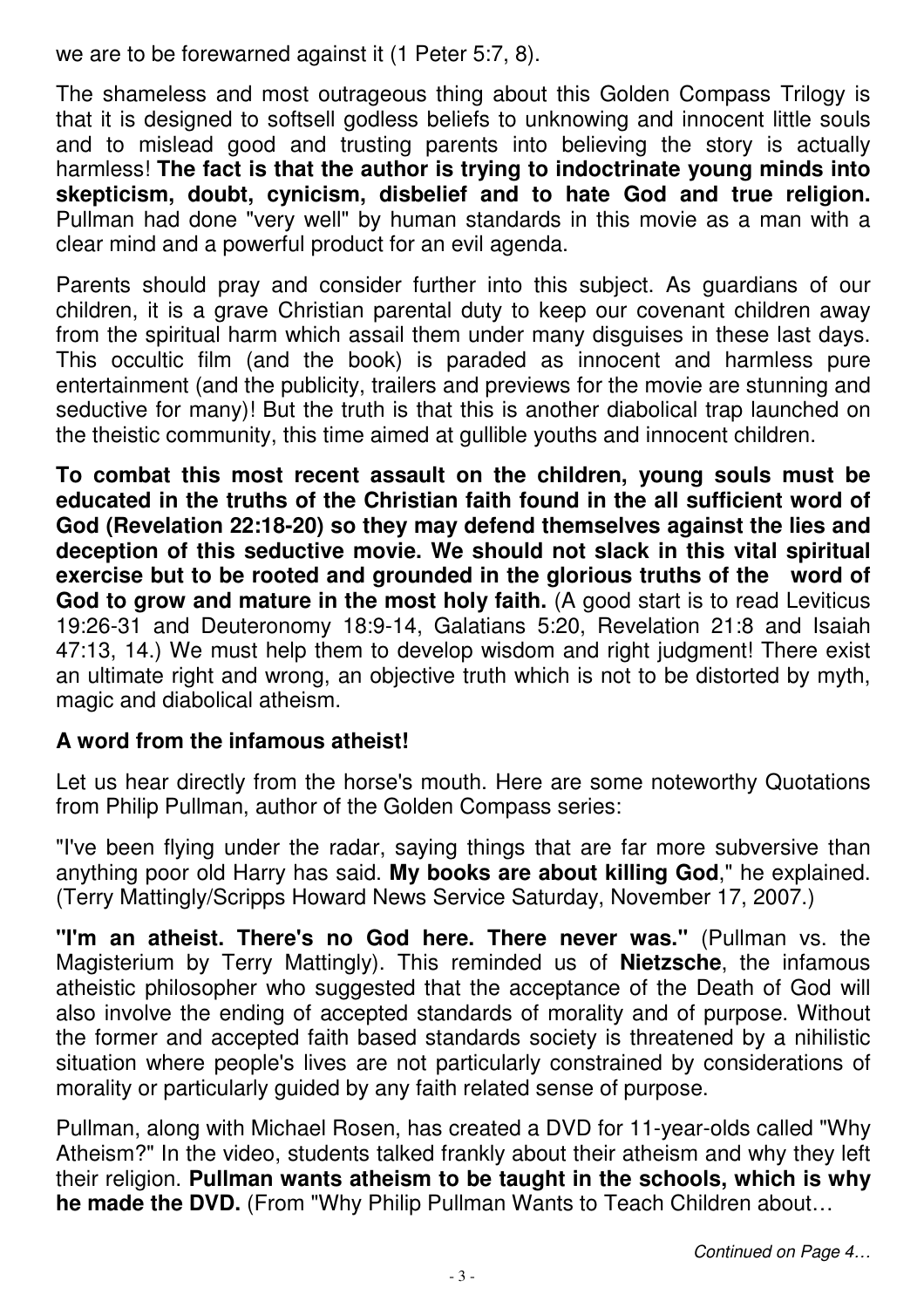we are to be forewarned against it (1 Peter 5:7, 8).

The shameless and most outrageous thing about this Golden Compass Trilogy is that it is designed to softsell godless beliefs to unknowing and innocent little souls and to mislead good and trusting parents into believing the story is actually harmless! **The fact is that the author is trying to indoctrinate young minds into skepticism, doubt, cynicism, disbelief and to hate God and true religion.** Pullman had done "very well" by human standards in this movie as a man with a clear mind and a powerful product for an evil agenda.

Parents should pray and consider further into this subject. As guardians of our children, it is a grave Christian parental duty to keep our covenant children away from the spiritual harm which assail them under many disguises in these last days. This occultic film (and the book) is paraded as innocent and harmless pure entertainment (and the publicity, trailers and previews for the movie are stunning and seductive for many)! But the truth is that this is another diabolical trap launched on the theistic community, this time aimed at gullible youths and innocent children.

**To combat this most recent assault on the children, young souls must be educated in the truths of the Christian faith found in the all sufficient word of God (Revelation 22:18-20) so they may defend themselves against the lies and deception of this seductive movie. We should not slack in this vital spiritual exercise but to be rooted and grounded in the glorious truths of the word of God to grow and mature in the most holy faith.** (A good start is to read Leviticus 19:26-31 and Deuteronomy 18:9-14, Galatians 5:20, Revelation 21:8 and Isaiah 47:13, 14.) We must help them to develop wisdom and right judgment! There exist an ultimate right and wrong, an objective truth which is not to be distorted by myth, magic and diabolical atheism.

**A word from the infamous atheist!**

Let us hear directly from the horse's mouth. Here are some noteworthy Quotations from Philip Pullman, author of the Golden Compass series:

"I've been flying under the radar, saying things that are far more subversive than anything poor old Harry has said. **My books are about killing God**," he explained. (Terry Mattingly/Scripps Howard News Service Saturday, November 17, 2007.)

**"I'm an atheist. There's no God here. There never was."** (Pullman vs. the Magisterium by Terry Mattingly). This reminded us of **Nietzsche**, the infamous atheistic philosopher who suggested that the acceptance of the Death of God will also involve the ending of accepted standards of morality and of purpose. Without the former and accepted faith based standards society is threatened by a nihilistic situation where people's lives are not particularly constrained by considerations of morality or particularly guided by any faith related sense of purpose.

Pullman, along with Michael Rosen, has created a DVD for 11-year-olds called "Why Atheism?" In the video, students talked frankly about their atheism and why they left their religion. **Pullman wants atheism to be taught in the schools, which is why he made the DVD.** (From "Why Philip Pullman Wants to Teach Children about…

*Continued on Page 4…*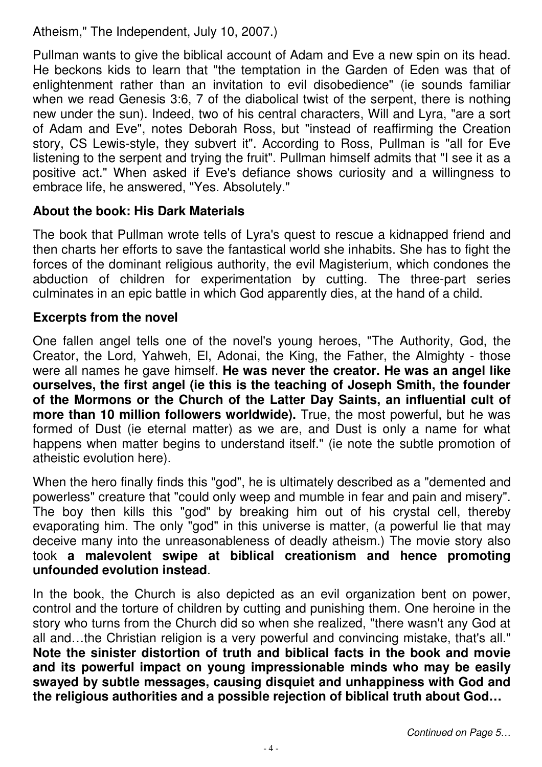Atheism," The Independent, July 10, 2007.)

Pullman wants to give the biblical account of Adam and Eve a new spin on its head. He beckons kids to learn that "the temptation in the Garden of Eden was that of enlightenment rather than an invitation to evil disobedience" (ie sounds familiar when we read Genesis 3:6, 7 of the diabolical twist of the serpent, there is nothing new under the sun). Indeed, two of his central characters, Will and Lyra, "are a sort of Adam and Eve", notes Deborah Ross, but "instead of reaffirming the Creation story, CS Lewis-style, they subvert it". According to Ross, Pullman is "all for Eve listening to the serpent and trying the fruit". Pullman himself admits that "I see it as a positive act." When asked if Eve's defiance shows curiosity and a willingness to embrace life, he answered, "Yes. Absolutely."

### About the book: His Dark Materials

The book that Pullman wrote tells of Lyra's quest to rescue a kidnapped friend and then charts her efforts to save the fantastical world she inhabits. She has to fight the forces of the dominant religious authority, the evil Magisterium, which condones the abduction of children for experimentation by cutting. The three-part series culminates in an epic battle in which God apparently dies, at the hand of a child.

### Excerpts from the novel

One fallen angel tells one of the novel's young heroes, "The Authority, God, the Creator, the Lord, Yahweh, El, Adonai, the King, the Father, the Almighty - those were all names he gave himself. **He was never the creator. He was an angel like ourselves, the first angel (ie this is the teaching of Joseph Smith, the founder of the Mormons or the Church of the Latter Day Saints, an influential cult of more than 10 million followers worldwide).** True, the most powerful, but he was formed of Dust (ie eternal matter) as we are, and Dust is only a name for what happens when matter begins to understand itself." (ie note the subtle promotion of atheistic evolution here).

When the hero finally finds this "god", he is ultimately described as a "demented and powerless" creature that "could only weep and mumble in fear and pain and misery". The boy then kills this "god" by breaking him out of his crystal cell, thereby evaporating him. The only "god" in this universe is matter, (a powerful lie that may deceive many into the unreasonableness of deadly atheism.) The movie story also took **a malevolent swipe at biblical creationism and hence promoting unfounded evolution instead**.

In the book, the Church is also depicted as an evil organization bent on power, control and the torture of children by cutting and punishing them. One heroine in the story who turns from the Church did so when she realized, "there wasn't any God at all and…the Christian religion is a very powerful and convincing mistake, that's all." **Note the sinister distortion of truth and biblical facts in the book and movie and its powerful impact on young impressionable minds who may be easily swayed by subtle messages, causing disquiet and unhappiness with God and the religious authorities and a possible rejection of biblical truth about God…**

*Continued on Page 5…*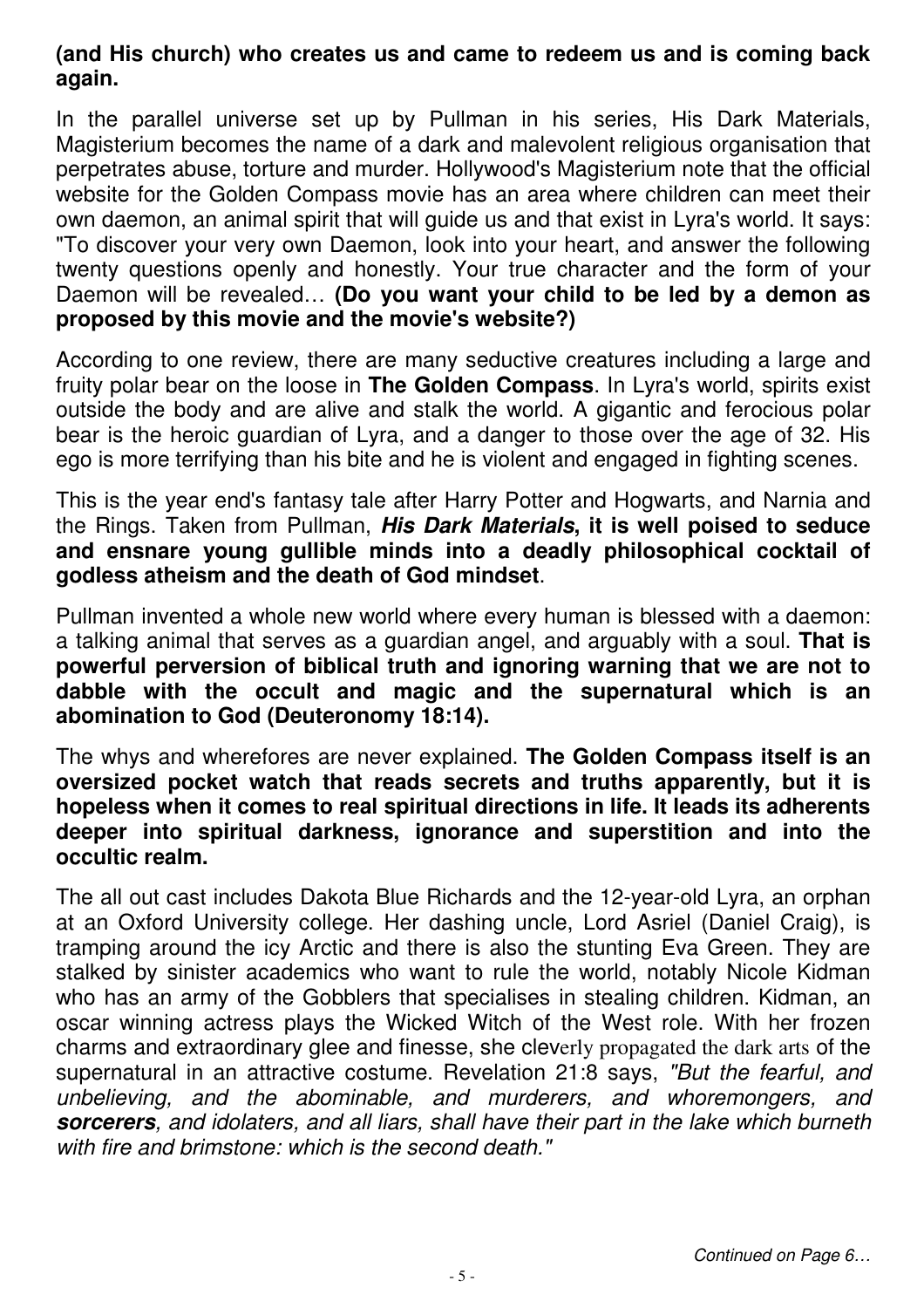**(and His church) who creates us and came to redeem us and is coming back again.**

In the parallel universe set up by Pullman in his series, His Dark Materials, Magisterium becomes the name of a dark and malevolent religious organisation that perpetrates abuse, torture and murder. Hollywood's Magisterium note that the official website for the Golden Compass movie has an area where children can meet their own daemon, an animal spirit that will guide us and that exist in Lyra's world. It says: "To discover your very own Daemon, look into your heart, and answer the following twenty questions openly and honestly. Your true character and the form of your Daemon will be revealed… **(Do you want your child to be led by a demon as proposed by this movie and the movie's website?)**

According to one review, there are many seductive creatures including a large and fruity polar bear on the loose in **The Golden Compass**. In Lyra's world, spirits exist outside the body and are alive and stalk the world. A gigantic and ferocious polar bear is the heroic guardian of Lyra, and a danger to those over the age of 32. His ego is more terrifying than his bite and he is violent and engaged in fighting scenes.

This is the year end's fantasy tale after Harry Potter and Hogwarts, and Narnia and the Rings. Taken from Pullman, ***His Dark Materials*****, it is well poised to seduce and ensnare young gullible minds into a deadly philosophical cocktail of godless atheism and the death of God mindset**.

Pullman invented a whole new world where every human is blessed with a daemon: a talking animal that serves as a guardian angel, and arguably with a soul. **That is powerful perversion of biblical truth and ignoring warning that we are not to dabble with the occult and magic and the supernatural which is an abomination to God (Deuteronomy 18:14).**

The whys and wherefores are never explained. **The Golden Compass itself is an oversized pocket watch that reads secrets and truths apparently, but it is hopeless when it comes to real spiritual directions in life. It leads its adherents deeper into spiritual darkness, ignorance and superstition and into the occultic realm.**

The all out cast includes Dakota Blue Richards and the 12-year-old Lyra, an orphan at an Oxford University college. Her dashing uncle, Lord Asriel (Daniel Craig), is tramping around the icy Arctic and there is also the stunting Eva Green. They are stalked by sinister academics who want to rule the world, notably Nicole Kidman who has an army of the Gobblers that specialises in stealing children. Kidman, an oscar winning actress plays the Wicked Witch of the West role. With her frozen charms and extraordinary glee and finesse, she cleverly propagated the dark arts of the supernatural in an attractive costume. Revelation 21:8 says, *"But the fearful, and unbelieving, and the abominable, and murderers, and whoremongers, and* ***sorcerers****, and idolaters, and all liars, shall have their part in the lake which burneth with fire and brimstone: which is the second death."*

*Continued on Page 6…*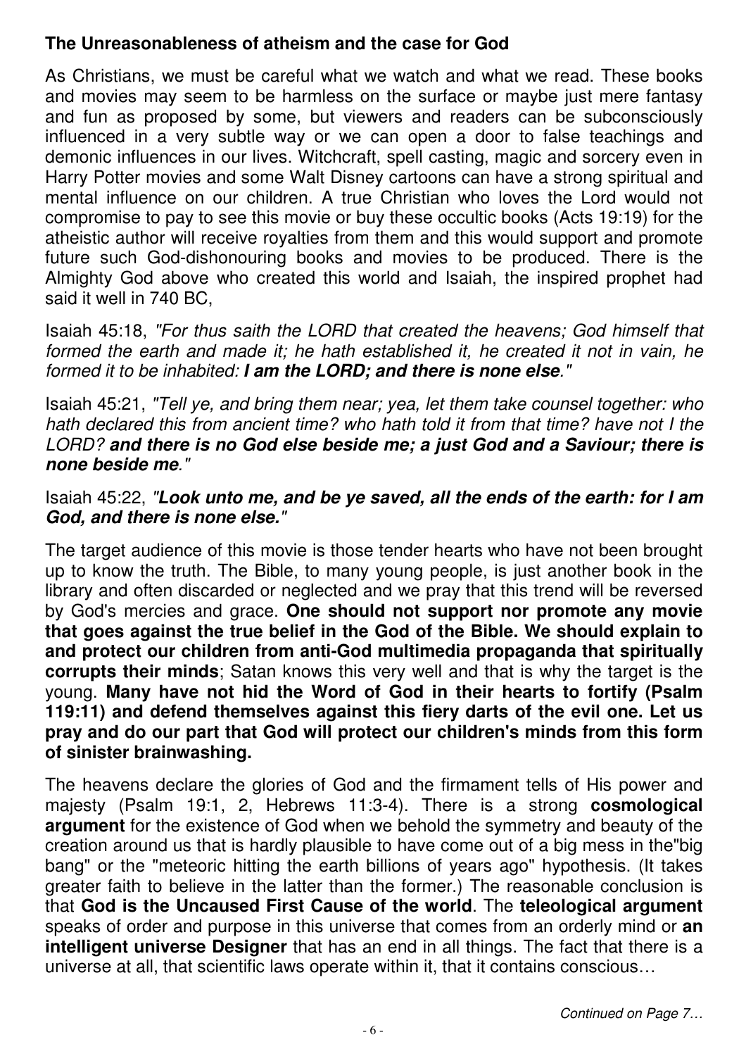**The Unreasonableness of atheism and the case for God**

As Christians, we must be careful what we watch and what we read. These books and movies may seem to be harmless on the surface or maybe just mere fantasy and fun as proposed by some, but viewers and readers can be subconsciously influenced in a very subtle way or we can open a door to false teachings and demonic influences in our lives. Witchcraft, spell casting, magic and sorcery even in Harry Potter movies and some Walt Disney cartoons can have a strong spiritual and mental influence on our children. A true Christian who loves the Lord would not compromise to pay to see this movie or buy these occultic books (Acts 19:19) for the atheistic author will receive royalties from them and this would support and promote future such God-dishonouring books and movies to be produced. There is the Almighty God above who created this world and Isaiah, the inspired prophet had said it well in 740 BC,

Isaiah 45:18, *"For thus saith the LORD that created the heavens; God himself that formed the earth and made it; he hath established it, he created it not in vain, he formed it to be inhabited:* ***I am the LORD; and there is none else****."*

Isaiah 45:21, *"Tell ye, and bring them near; yea, let them take counsel together: who hath declared this from ancient time? who hath told it from that time? have not I the LORD?* ***and there is no God else beside me; a just God and a Saviour; there is none beside me****."*

Isaiah 45:22, *"****Look unto me, and be ye saved, all the ends of the earth: for I am God, and there is none else.****"*

The target audience of this movie is those tender hearts who have not been brought up to know the truth. The Bible, to many young people, is just another book in the library and often discarded or neglected and we pray that this trend will be reversed by God's mercies and grace. **One should not support nor promote any movie that goes against the true belief in the God of the Bible. We should explain to and protect our children from anti-God multimedia propaganda that spiritually corrupts their minds**; Satan knows this very well and that is why the target is the young. **Many have not hid the Word of God in their hearts to fortify (Psalm 119:11) and defend themselves against this fiery darts of the evil one. Let us pray and do our part that God will protect our children's minds from this form of sinister brainwashing.**

The heavens declare the glories of God and the firmament tells of His power and majesty (Psalm 19:1, 2, Hebrews 11:3-4). There is a strong **cosmological argument** for the existence of God when we behold the symmetry and beauty of the creation around us that is hardly plausible to have come out of a big mess in the"big bang" or the "meteoric hitting the earth billions of years ago" hypothesis. (It takes greater faith to believe in the latter than the former.) The reasonable conclusion is that **God is the Uncaused First Cause of the world**. The **teleological argument** speaks of order and purpose in this universe that comes from an orderly mind or **an intelligent universe Designer** that has an end in all things. The fact that there is a universe at all, that scientific laws operate within it, that it contains conscious…

*Continued on Page 7…*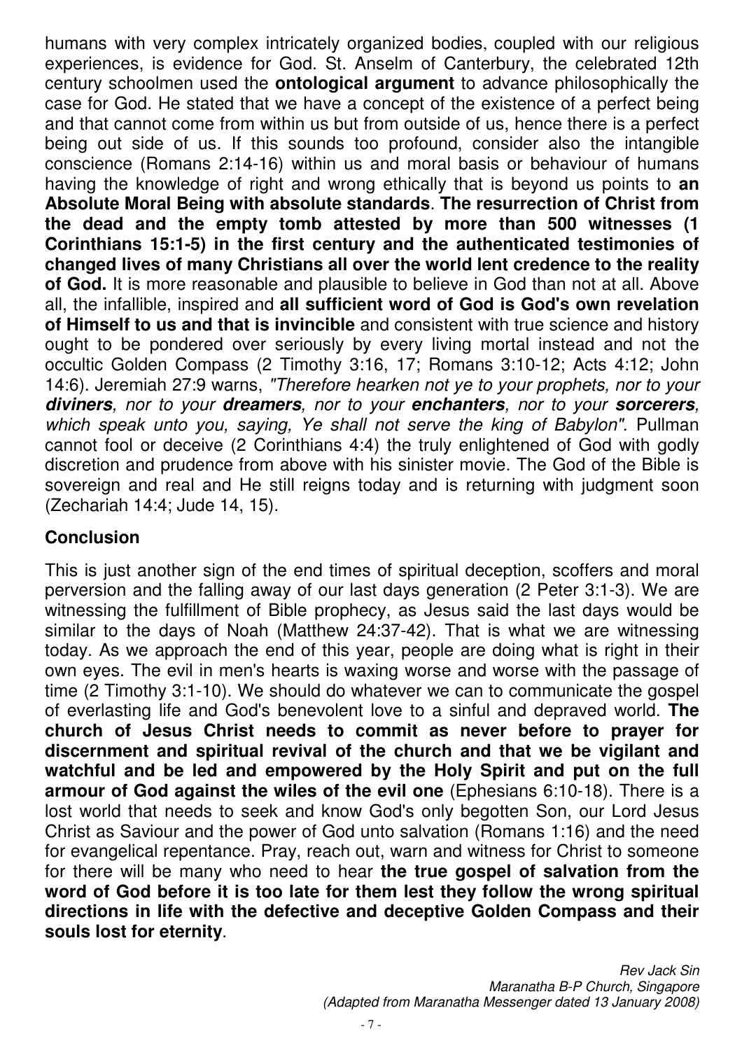humans with very complex intricately organized bodies, coupled with our religious experiences, is evidence for God. St. Anselm of Canterbury, the celebrated 12th century schoolmen used the **ontological argument** to advance philosophically the case for God. He stated that we have a concept of the existence of a perfect being and that cannot come from within us but from outside of us, hence there is a perfect being out side of us. If this sounds too profound, consider also the intangible conscience (Romans 2:14-16) within us and moral basis or behaviour of humans having the knowledge of right and wrong ethically that is beyond us points to **an Absolute Moral Being with absolute standards**. **The resurrection of Christ from the dead and the empty tomb attested by more than 500 witnesses (1 Corinthians 15:1-5) in the first century and the authenticated testimonies of changed lives of many Christians all over the world lent credence to the reality of God.** It is more reasonable and plausible to believe in God than not at all. Above all, the infallible, inspired and **all sufficient word of God is God's own revelation of Himself to us and that is invincible** and consistent with true science and history ought to be pondered over seriously by every living mortal instead and not the occultic Golden Compass (2 Timothy 3:16, 17; Romans 3:10-12; Acts 4:12; John 14:6). Jeremiah 27:9 warns, *"Therefore hearken not ye to your prophets, nor to your **diviners**, nor to your **dreamers**, nor to your **enchanters**, nor to your **sorcerers**, which speak unto you, saying, Ye shall not serve the king of Babylon"*. Pullman cannot fool or deceive (2 Corinthians 4:4) the truly enlightened of God with godly discretion and prudence from above with his sinister movie. The God of the Bible is sovereign and real and He still reigns today and is returning with judgment soon (Zechariah 14:4; Jude 14, 15).

## Conclusion

This is just another sign of the end times of spiritual deception, scoffers and moral perversion and the falling away of our last days generation (2 Peter 3:1-3). We are witnessing the fulfillment of Bible prophecy, as Jesus said the last days would be similar to the days of Noah (Matthew 24:37-42). That is what we are witnessing today. As we approach the end of this year, people are doing what is right in their own eyes. The evil in men's hearts is waxing worse and worse with the passage of time (2 Timothy 3:1-10). We should do whatever we can to communicate the gospel of everlasting life and God's benevolent love to a sinful and depraved world. **The church of Jesus Christ needs to commit as never before to prayer for discernment and spiritual revival of the church and that we be vigilant and watchful and be led and empowered by the Holy Spirit and put on the full armour of God against the wiles of the evil one** (Ephesians 6:10-18). There is a lost world that needs to seek and know God's only begotten Son, our Lord Jesus Christ as Saviour and the power of God unto salvation (Romans 1:16) and the need for evangelical repentance. Pray, reach out, warn and witness for Christ to someone for there will be many who need to hear **the true gospel of salvation from the word of God before it is too late for them lest they follow the wrong spiritual directions in life with the defective and deceptive Golden Compass and their souls lost for eternity**.

*Rev Jack Sin*
*Maranatha B-P Church, Singapore*
*(Adapted from Maranatha Messenger dated 13 January 2008)*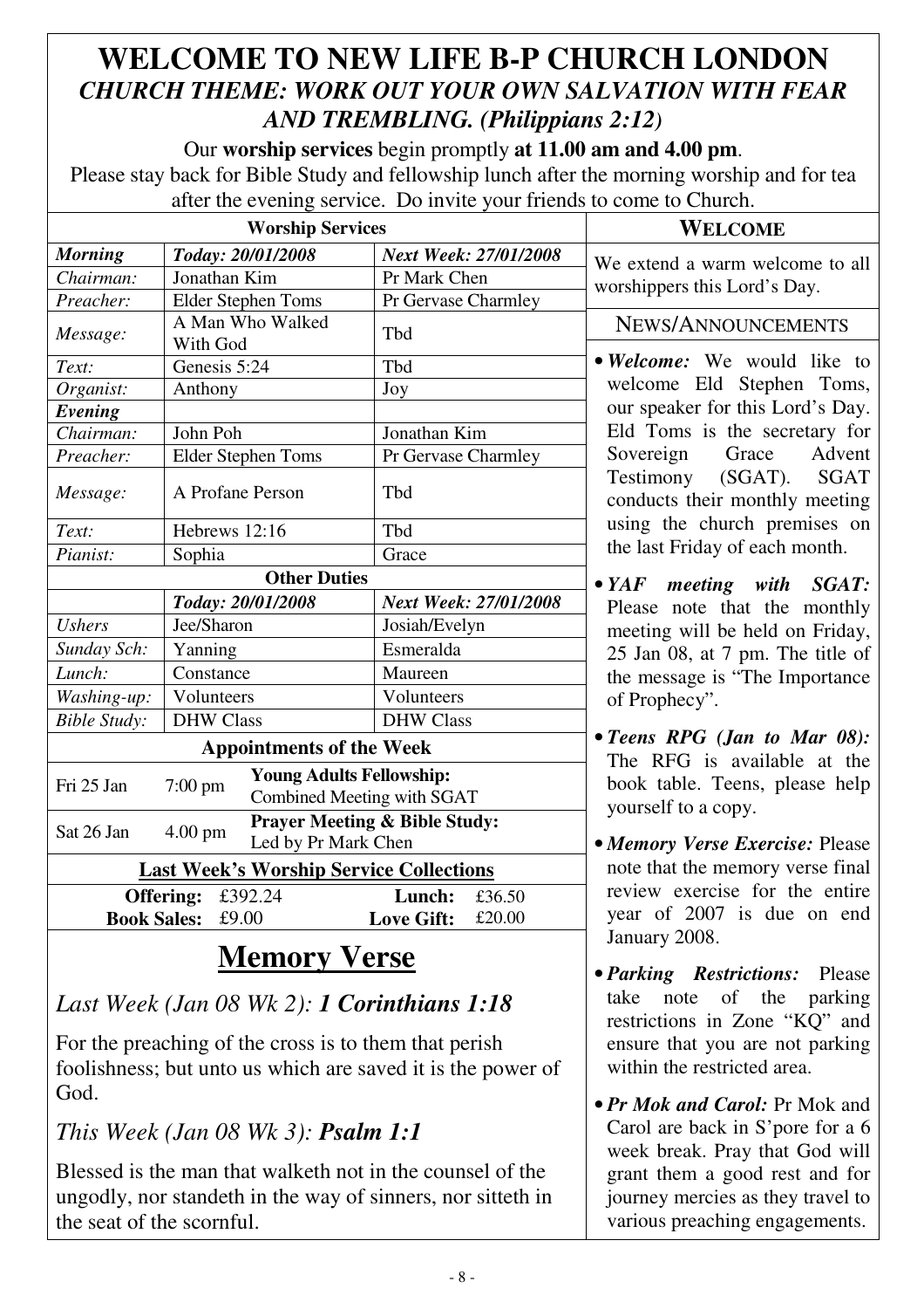# WELCOME TO NEW LIFE B-P CHURCH LONDON

## *CHURCH THEME: WORK OUT YOUR OWN SALVATION WITH FEAR AND TREMBLING. (Philippians 2:12)*

Our **worship services** begin promptly **at 11.00 am and 4.00 pm**.

Please stay back for Bible Study and fellowship lunch after the morning worship and for tea after the evening service. Do invite your friends to come to Church.

| Worship Services | | |
|---|---|---|
| ***Morning*** | ***Today: 20/01/2008*** | ***Next Week: 27/01/2008*** |
| *Chairman:* | Jonathan Kim | Pr Mark Chen |
| *Preacher:* | Elder Stephen Toms | Pr Gervase Charmley |
| *Message:* | A Man Who Walked With God | Tbd |
| *Text:* | Genesis 5:24 | Tbd |
| *Organist:* | Anthony | Joy |
| ***Evening*** | | |
| *Chairman:* | John Poh | Jonathan Kim |
| *Preacher:* | Elder Stephen Toms | Pr Gervase Charmley |
| *Message:* | A Profane Person | Tbd |
| *Text:* | Hebrews 12:16 | Tbd |
| *Pianist:* | Sophia | Grace |

| Other Duties | | |
|---|---|---|
| | ***Today: 20/01/2008*** | ***Next Week: 27/01/2008*** |
| *Ushers* | Jee/Sharon | Josiah/Evelyn |
| *Sunday Sch:* | Yanning | Esmeralda |
| *Lunch:* | Constance | Maureen |
| *Washing-up:* | Volunteers | Volunteers |
| *Bible Study:* | DHW Class | DHW Class |

| Appointments of the Week | | |
|---|---|---|
| Fri 25 Jan | 7:00 pm | **Young Adults Fellowship:** Combined Meeting with SGAT |
| Sat 26 Jan | 4.00 pm | **Prayer Meeting & Bible Study:** Led by Pr Mark Chen |

**Last Week's Worship Service Collections**

| | | | |
|---|---|---|---|
| **Offering:** | £392.24 | **Lunch:** | £36.50 |
| **Book Sales:** | £9.00 | **Love Gift:** | £20.00 |

# Memory Verse

*Last Week (Jan 08 Wk 2):* ***1 Corinthians 1:18***

For the preaching of the cross is to them that perish foolishness; but unto us which are saved it is the power of God.

*This Week (Jan 08 Wk 3):* ***Psalm 1:1***

Blessed is the man that walketh not in the counsel of the ungodly, nor standeth in the way of sinners, nor sitteth in the seat of the scornful.

## WELCOME

We extend a warm welcome to all worshippers this Lord's Day.

## NEWS/ANNOUNCEMENTS

- ***Welcome:*** We would like to welcome Eld Stephen Toms, our speaker for this Lord's Day. Eld Toms is the secretary for Sovereign Grace Advent Testimony (SGAT). SGAT conducts their monthly meeting using the church premises on the last Friday of each month.
- ***YAF meeting with SGAT:*** Please note that the monthly meeting will be held on Friday, 25 Jan 08, at 7 pm. The title of the message is "The Importance of Prophecy".
- ***Teens RPG (Jan to Mar 08):*** The RFG is available at the book table. Teens, please help yourself to a copy.
- ***Memory Verse Exercise:*** Please note that the memory verse final review exercise for the entire year of 2007 is due on end January 2008.
- ***Parking Restrictions:*** Please take note of the parking restrictions in Zone "KQ" and ensure that you are not parking within the restricted area.
- ***Pr Mok and Carol:*** Pr Mok and Carol are back in S'pore for a 6 week break. Pray that God will grant them a good rest and for journey mercies as they travel to various preaching engagements.